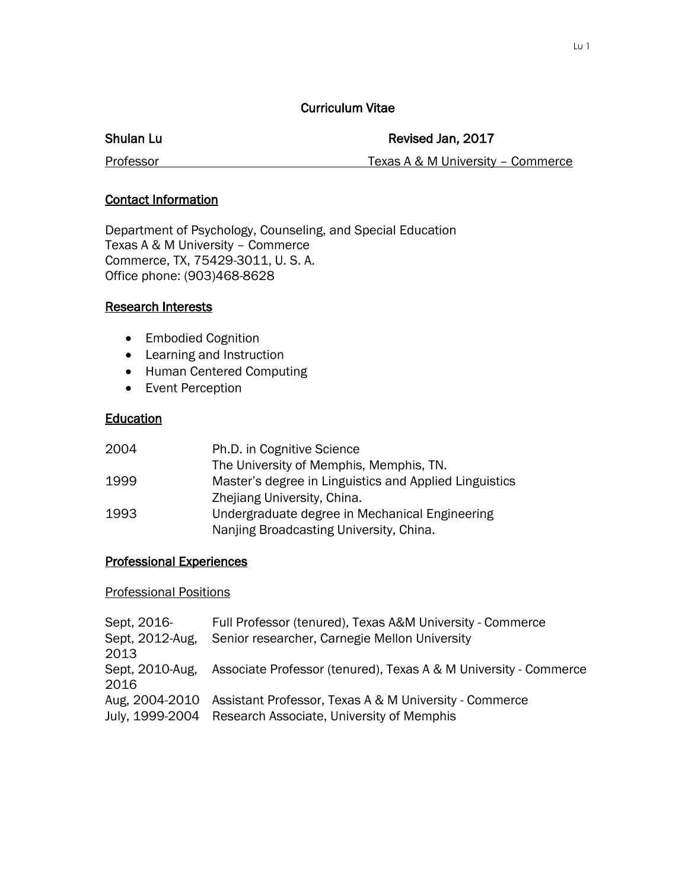# Curriculum Vitae

**Shulan Lu** | **Revised Jan, 2017**

Professor | Texas A & M University – Commerce

## Contact Information

Department of Psychology, Counseling, and Special Education
Texas A & M University – Commerce
Commerce, TX, 75429-3011, U. S. A.
Office phone: (903)468-8628

## Research Interests

- Embodied Cognition
- Learning and Instruction
- Human Centered Computing
- Event Perception

## Education

| | |
|---|---|
| 2004 | Ph.D. in Cognitive Science<br>The University of Memphis, Memphis, TN. |
| 1999 | Master's degree in Linguistics and Applied Linguistics<br>Zhejiang University, China. |
| 1993 | Undergraduate degree in Mechanical Engineering<br>Nanjing Broadcasting University, China. |

## Professional Experiences

### Professional Positions

| | |
|---|---|
| Sept, 2016- | Full Professor (tenured), Texas A&M University - Commerce |
| Sept, 2012-Aug, 2013 | Senior researcher, Carnegie Mellon University |
| Sept, 2010-Aug, 2016 | Associate Professor (tenured), Texas A & M University - Commerce |
| Aug, 2004-2010 | Assistant Professor, Texas A & M University - Commerce |
| July, 1999-2004 | Research Associate, University of Memphis |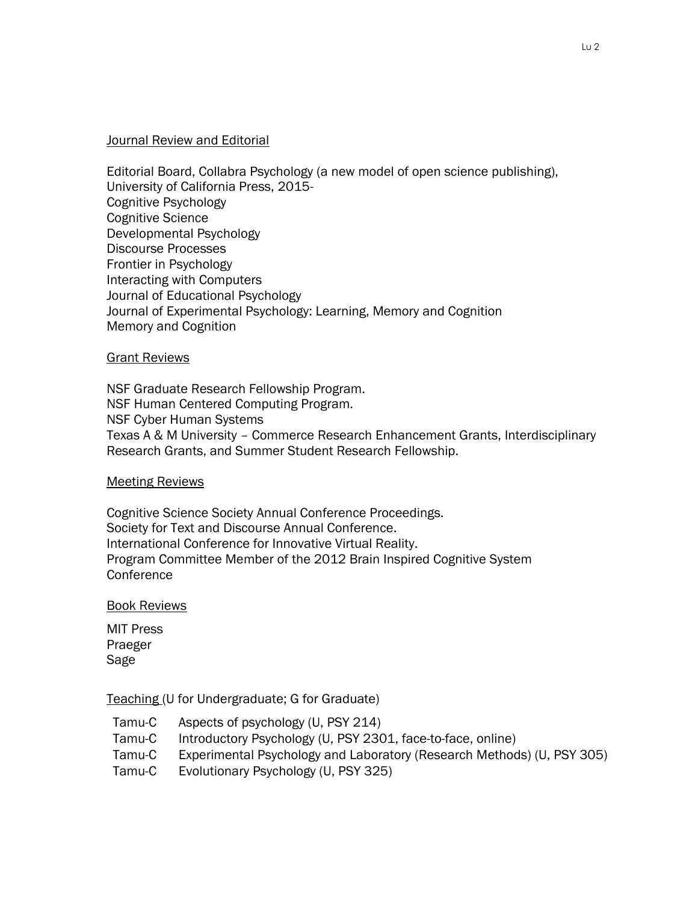## Journal Review and Editorial

Editorial Board, Collabra Psychology (a new model of open science publishing), University of California Press, 2015-
Cognitive Psychology
Cognitive Science
Developmental Psychology
Discourse Processes
Frontier in Psychology
Interacting with Computers
Journal of Educational Psychology
Journal of Experimental Psychology: Learning, Memory and Cognition
Memory and Cognition

## Grant Reviews

NSF Graduate Research Fellowship Program.
NSF Human Centered Computing Program.
NSF Cyber Human Systems
Texas A & M University – Commerce Research Enhancement Grants, Interdisciplinary Research Grants, and Summer Student Research Fellowship.

## Meeting Reviews

Cognitive Science Society Annual Conference Proceedings.
Society for Text and Discourse Annual Conference.
International Conference for Innovative Virtual Reality.
Program Committee Member of the 2012 Brain Inspired Cognitive System Conference

## Book Reviews

MIT Press
Praeger
Sage

## Teaching (U for Undergraduate; G for Graduate)

| | |
|---|---|
| Tamu-C | Aspects of psychology (U, PSY 214) |
| Tamu-C | Introductory Psychology (U, PSY 2301, face-to-face, online) |
| Tamu-C | Experimental Psychology and Laboratory (Research Methods) (U, PSY 305) |
| Tamu-C | Evolutionary Psychology (U, PSY 325) |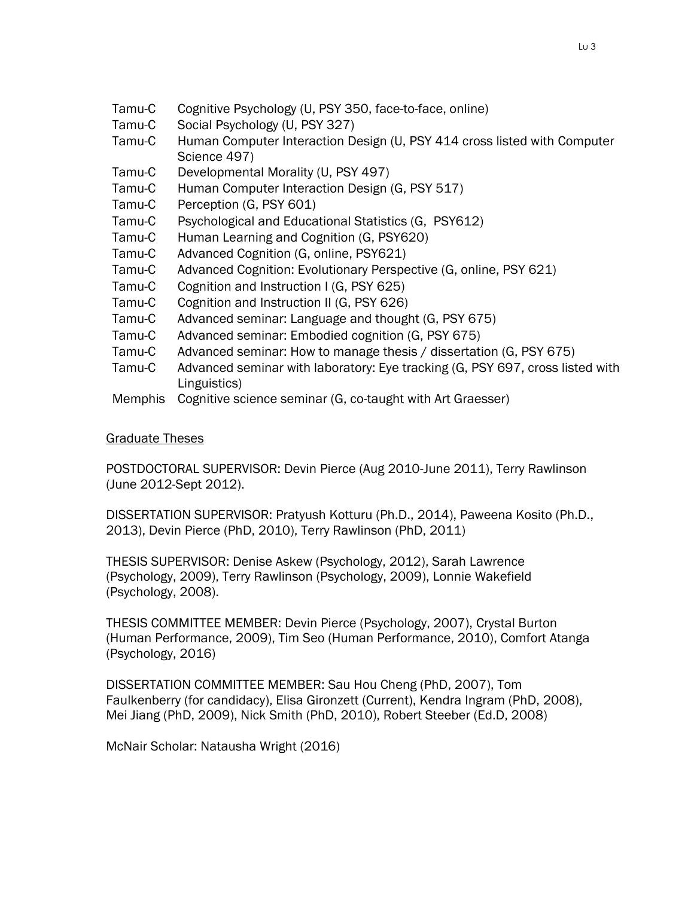| | |
|---|---|
| Tamu-C | Cognitive Psychology (U, PSY 350, face-to-face, online) |
| Tamu-C | Social Psychology (U, PSY 327) |
| Tamu-C | Human Computer Interaction Design (U, PSY 414 cross listed with Computer Science 497) |
| Tamu-C | Developmental Morality (U, PSY 497) |
| Tamu-C | Human Computer Interaction Design (G, PSY 517) |
| Tamu-C | Perception (G, PSY 601) |
| Tamu-C | Psychological and Educational Statistics (G, PSY612) |
| Tamu-C | Human Learning and Cognition (G, PSY620) |
| Tamu-C | Advanced Cognition (G, online, PSY621) |
| Tamu-C | Advanced Cognition: Evolutionary Perspective (G, online, PSY 621) |
| Tamu-C | Cognition and Instruction I (G, PSY 625) |
| Tamu-C | Cognition and Instruction II (G, PSY 626) |
| Tamu-C | Advanced seminar: Language and thought (G, PSY 675) |
| Tamu-C | Advanced seminar: Embodied cognition (G, PSY 675) |
| Tamu-C | Advanced seminar: How to manage thesis / dissertation (G, PSY 675) |
| Tamu-C | Advanced seminar with laboratory: Eye tracking (G, PSY 697, cross listed with Linguistics) |
| Memphis | Cognitive science seminar (G, co-taught with Art Graesser) |

## Graduate Theses

POSTDOCTORAL SUPERVISOR: Devin Pierce (Aug 2010-June 2011), Terry Rawlinson (June 2012-Sept 2012).

DISSERTATION SUPERVISOR: Pratyush Kotturu (Ph.D., 2014), Paweena Kosito (Ph.D., 2013), Devin Pierce (PhD, 2010), Terry Rawlinson (PhD, 2011)

THESIS SUPERVISOR: Denise Askew (Psychology, 2012), Sarah Lawrence (Psychology, 2009), Terry Rawlinson (Psychology, 2009), Lonnie Wakefield (Psychology, 2008).

THESIS COMMITTEE MEMBER: Devin Pierce (Psychology, 2007), Crystal Burton (Human Performance, 2009), Tim Seo (Human Performance, 2010), Comfort Atanga (Psychology, 2016)

DISSERTATION COMMITTEE MEMBER: Sau Hou Cheng (PhD, 2007), Tom Faulkenberry (for candidacy), Elisa Gironzett (Current), Kendra Ingram (PhD, 2008), Mei Jiang (PhD, 2009), Nick Smith (PhD, 2010), Robert Steeber (Ed.D, 2008)

McNair Scholar: Natausha Wright (2016)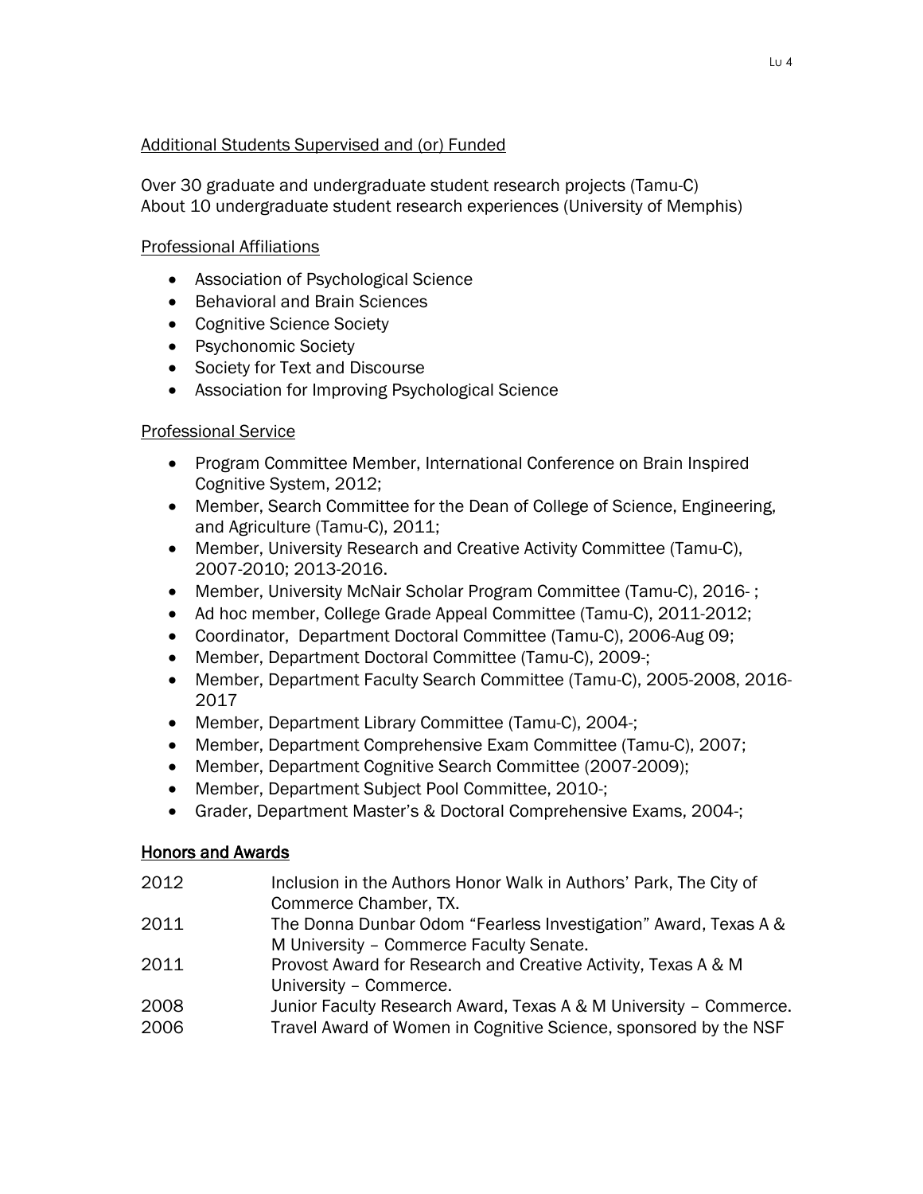### Additional Students Supervised and (or) Funded

Over 30 graduate and undergraduate student research projects (Tamu-C)
About 10 undergraduate student research experiences (University of Memphis)

### Professional Affiliations

- Association of Psychological Science
- Behavioral and Brain Sciences
- Cognitive Science Society
- Psychonomic Society
- Society for Text and Discourse
- Association for Improving Psychological Science

### Professional Service

- Program Committee Member, International Conference on Brain Inspired Cognitive System, 2012;
- Member, Search Committee for the Dean of College of Science, Engineering, and Agriculture (Tamu-C), 2011;
- Member, University Research and Creative Activity Committee (Tamu-C), 2007-2010; 2013-2016.
- Member, University McNair Scholar Program Committee (Tamu-C), 2016- ;
- Ad hoc member, College Grade Appeal Committee (Tamu-C), 2011-2012;
- Coordinator, Department Doctoral Committee (Tamu-C), 2006-Aug 09;
- Member, Department Doctoral Committee (Tamu-C), 2009-;
- Member, Department Faculty Search Committee (Tamu-C), 2005-2008, 2016-2017
- Member, Department Library Committee (Tamu-C), 2004-;
- Member, Department Comprehensive Exam Committee (Tamu-C), 2007;
- Member, Department Cognitive Search Committee (2007-2009);
- Member, Department Subject Pool Committee, 2010-;
- Grader, Department Master's & Doctoral Comprehensive Exams, 2004-;

## Honors and Awards

| | |
|---|---|
| 2012 | Inclusion in the Authors Honor Walk in Authors' Park, The City of Commerce Chamber, TX. |
| 2011 | The Donna Dunbar Odom "Fearless Investigation" Award, Texas A & M University – Commerce Faculty Senate. |
| 2011 | Provost Award for Research and Creative Activity, Texas A & M University – Commerce. |
| 2008 | Junior Faculty Research Award, Texas A & M University – Commerce. |
| 2006 | Travel Award of Women in Cognitive Science, sponsored by the NSF |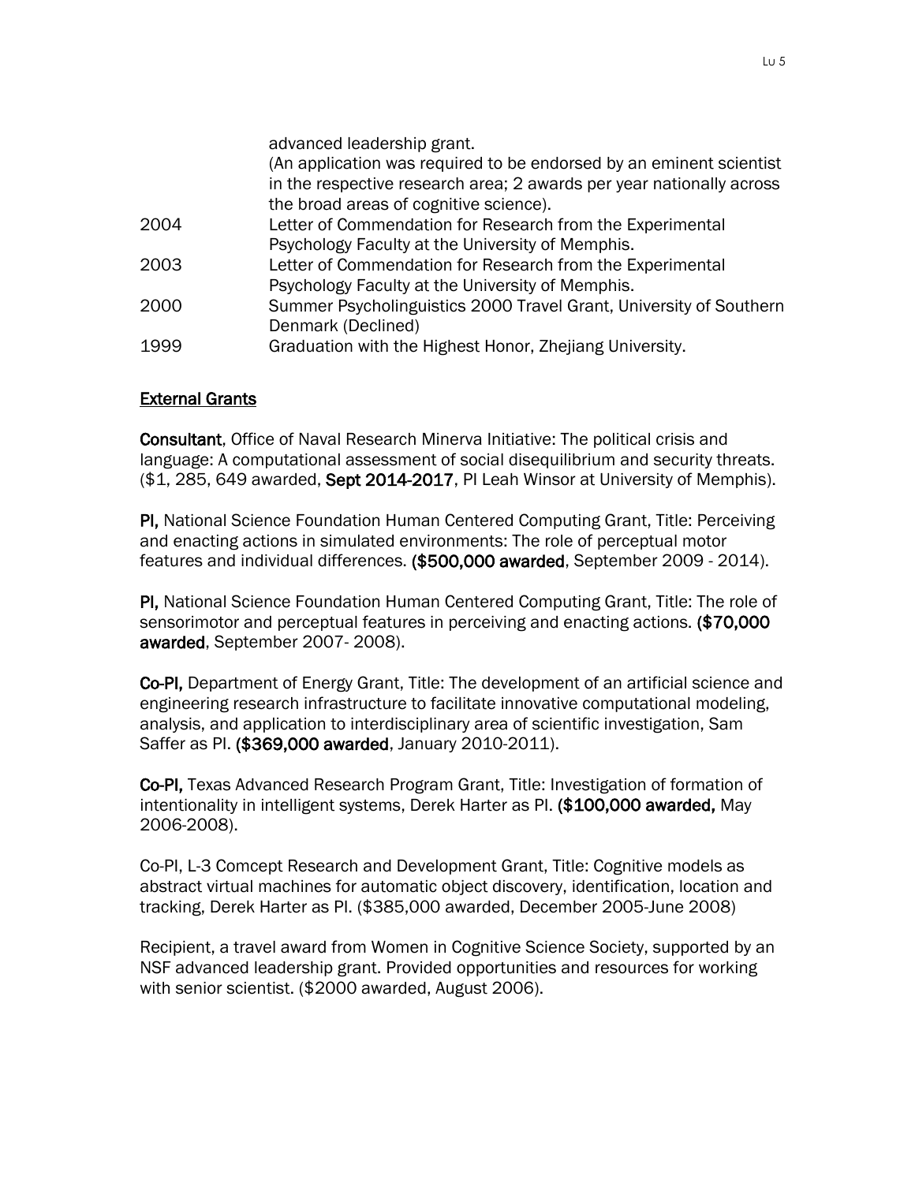| | |
|---|---|
| | advanced leadership grant. (An application was required to be endorsed by an eminent scientist in the respective research area; 2 awards per year nationally across the broad areas of cognitive science). |
| 2004 | Letter of Commendation for Research from the Experimental Psychology Faculty at the University of Memphis. |
| 2003 | Letter of Commendation for Research from the Experimental Psychology Faculty at the University of Memphis. |
| 2000 | Summer Psycholinguistics 2000 Travel Grant, University of Southern Denmark (Declined) |
| 1999 | Graduation with the Highest Honor, Zhejiang University. |

<u>External Grants</u>

**Consultant**, Office of Naval Research Minerva Initiative: The political crisis and language: A computational assessment of social disequilibrium and security threats. ($1, 285, 649 awarded, **Sept 2014-2017**, PI Leah Winsor at University of Memphis).

**PI,** National Science Foundation Human Centered Computing Grant, Title: Perceiving and enacting actions in simulated environments: The role of perceptual motor features and individual differences. **($500,000 awarded**, September 2009 - 2014).

**PI,** National Science Foundation Human Centered Computing Grant, Title: The role of sensorimotor and perceptual features in perceiving and enacting actions. **($70,000 awarded**, September 2007- 2008).

**Co-PI,** Department of Energy Grant, Title: The development of an artificial science and engineering research infrastructure to facilitate innovative computational modeling, analysis, and application to interdisciplinary area of scientific investigation, Sam Saffer as PI. **($369,000 awarded**, January 2010-2011).

**Co-PI,** Texas Advanced Research Program Grant, Title: Investigation of formation of intentionality in intelligent systems, Derek Harter as PI. **($100,000 awarded,** May 2006-2008).

Co-PI, L-3 Comcept Research and Development Grant, Title: Cognitive models as abstract virtual machines for automatic object discovery, identification, location and tracking, Derek Harter as PI. ($385,000 awarded, December 2005-June 2008)

Recipient, a travel award from Women in Cognitive Science Society, supported by an NSF advanced leadership grant. Provided opportunities and resources for working with senior scientist. ($2000 awarded, August 2006).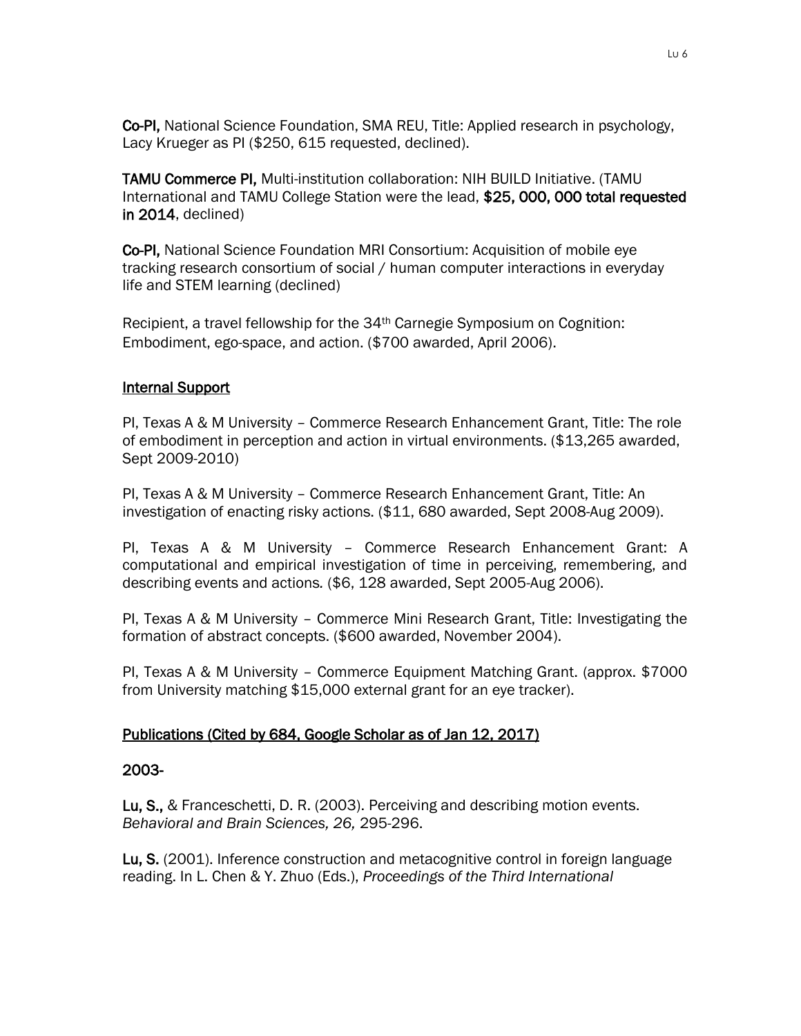**Co-PI,** National Science Foundation, SMA REU, Title: Applied research in psychology, Lacy Krueger as PI ($250, 615 requested, declined).

**TAMU Commerce PI,** Multi-institution collaboration: NIH BUILD Initiative. (TAMU International and TAMU College Station were the lead, **$25, 000, 000 total requested in 2014**, declined)

**Co-PI,** National Science Foundation MRI Consortium: Acquisition of mobile eye tracking research consortium of social / human computer interactions in everyday life and STEM learning (declined)

Recipient, a travel fellowship for the 34th Carnegie Symposium on Cognition: Embodiment, ego-space, and action. ($700 awarded, April 2006).

## Internal Support

PI, Texas A & M University – Commerce Research Enhancement Grant, Title: The role of embodiment in perception and action in virtual environments. ($13,265 awarded, Sept 2009-2010)

PI, Texas A & M University – Commerce Research Enhancement Grant, Title: An investigation of enacting risky actions. ($11, 680 awarded, Sept 2008-Aug 2009).

PI, Texas A & M University – Commerce Research Enhancement Grant: A computational and empirical investigation of time in perceiving, remembering, and describing events and actions. ($6, 128 awarded, Sept 2005-Aug 2006).

PI, Texas A & M University – Commerce Mini Research Grant, Title: Investigating the formation of abstract concepts. ($600 awarded, November 2004).

PI, Texas A & M University – Commerce Equipment Matching Grant. (approx. $7000 from University matching $15,000 external grant for an eye tracker).

## Publications (Cited by 684, Google Scholar as of Jan 12, 2017)

### 2003-

**Lu, S.,** & Franceschetti, D. R. (2003). Perceiving and describing motion events. *Behavioral and Brain Sciences, 26,* 295-296.

**Lu, S.** (2001). Inference construction and metacognitive control in foreign language reading. In L. Chen & Y. Zhuo (Eds.), *Proceedings of the Third International*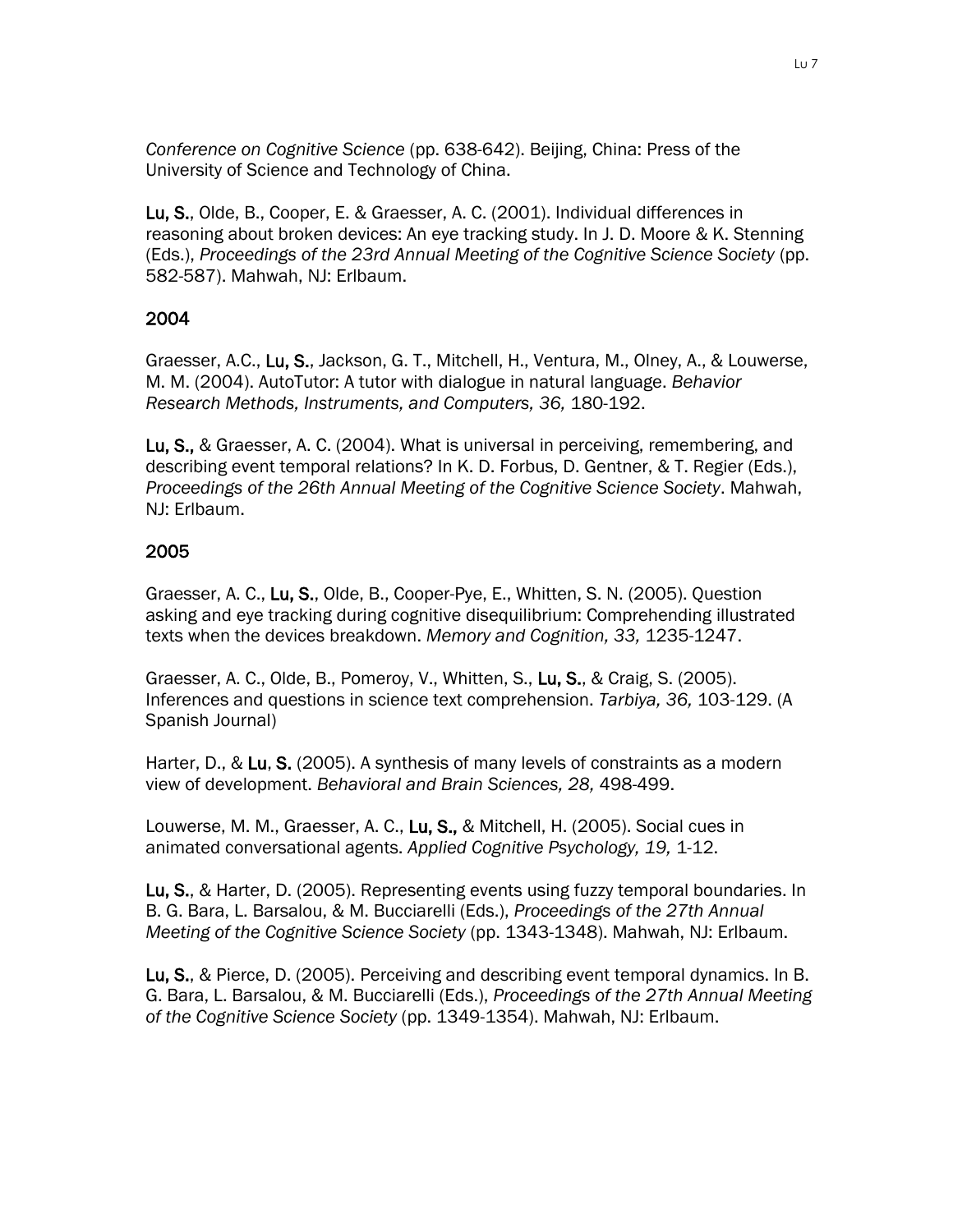*Conference on Cognitive Science* (pp. 638-642). Beijing, China: Press of the University of Science and Technology of China.

**Lu, S.**, Olde, B., Cooper, E. & Graesser, A. C. (2001). Individual differences in reasoning about broken devices: An eye tracking study. In J. D. Moore & K. Stenning (Eds.), *Proceedings of the 23rd Annual Meeting of the Cognitive Science Society* (pp. 582-587). Mahwah, NJ: Erlbaum.

## 2004

Graesser, A.C., **Lu, S.**, Jackson, G. T., Mitchell, H., Ventura, M., Olney, A., & Louwerse, M. M. (2004). AutoTutor: A tutor with dialogue in natural language. *Behavior Research Methods, Instruments, and Computers, 36,* 180-192.

**Lu, S.,** & Graesser, A. C. (2004). What is universal in perceiving, remembering, and describing event temporal relations? In K. D. Forbus, D. Gentner, & T. Regier (Eds.), *Proceedings of the 26th Annual Meeting of the Cognitive Science Society*. Mahwah, NJ: Erlbaum.

## 2005

Graesser, A. C., **Lu, S.**, Olde, B., Cooper-Pye, E., Whitten, S. N. (2005). Question asking and eye tracking during cognitive disequilibrium: Comprehending illustrated texts when the devices breakdown. *Memory and Cognition, 33,* 1235-1247.

Graesser, A. C., Olde, B., Pomeroy, V., Whitten, S., **Lu, S.**, & Craig, S. (2005). Inferences and questions in science text comprehension. *Tarbiya, 36,* 103-129. (A Spanish Journal)

Harter, D., & **Lu**, **S.** (2005). A synthesis of many levels of constraints as a modern view of development. *Behavioral and Brain Sciences, 28,* 498-499.

Louwerse, M. M., Graesser, A. C., **Lu, S.,** & Mitchell, H. (2005). Social cues in animated conversational agents. *Applied Cognitive Psychology, 19,* 1-12.

**Lu, S.**, & Harter, D. (2005). Representing events using fuzzy temporal boundaries. In B. G. Bara, L. Barsalou, & M. Bucciarelli (Eds.), *Proceedings of the 27th Annual Meeting of the Cognitive Science Society* (pp. 1343-1348). Mahwah, NJ: Erlbaum.

**Lu, S.**, & Pierce, D. (2005). Perceiving and describing event temporal dynamics. In B. G. Bara, L. Barsalou, & M. Bucciarelli (Eds.), *Proceedings of the 27th Annual Meeting of the Cognitive Science Society* (pp. 1349-1354). Mahwah, NJ: Erlbaum.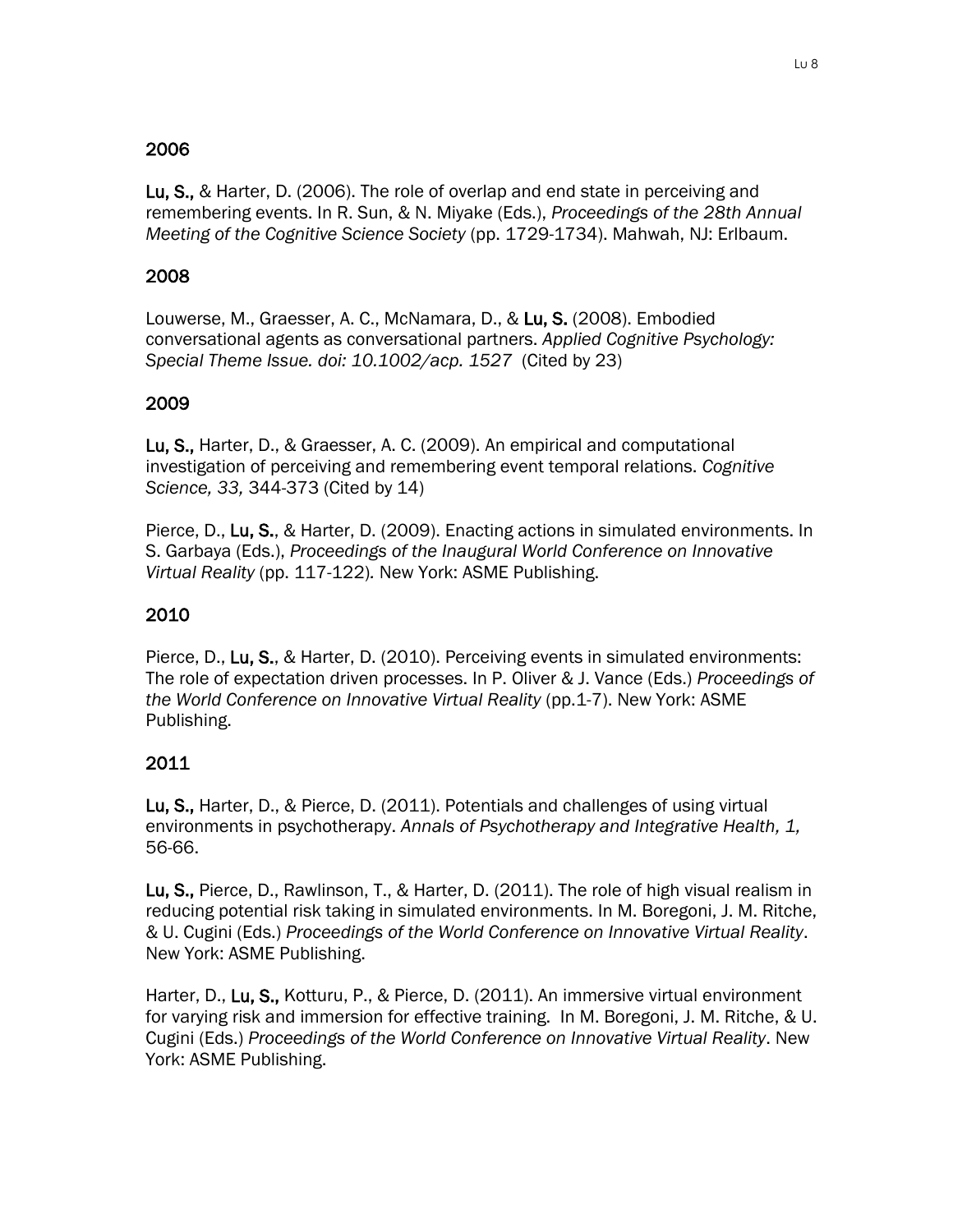## 2006

**Lu, S.,** & Harter, D. (2006). The role of overlap and end state in perceiving and remembering events. In R. Sun, & N. Miyake (Eds.), *Proceedings of the 28th Annual Meeting of the Cognitive Science Society* (pp. 1729-1734). Mahwah, NJ: Erlbaum.

## 2008

Louwerse, M., Graesser, A. C., McNamara, D., & **Lu, S.** (2008). Embodied conversational agents as conversational partners. *Applied Cognitive Psychology: Special Theme Issue. doi: 10.1002/acp. 1527* (Cited by 23)

## 2009

**Lu, S.,** Harter, D., & Graesser, A. C. (2009). An empirical and computational investigation of perceiving and remembering event temporal relations. *Cognitive Science, 33,* 344-373 (Cited by 14)

Pierce, D., **Lu, S.**, & Harter, D. (2009). Enacting actions in simulated environments. In S. Garbaya (Eds.), *Proceedings of the Inaugural World Conference on Innovative Virtual Reality* (pp. 117-122). New York: ASME Publishing.

## 2010

Pierce, D., **Lu, S.**, & Harter, D. (2010). Perceiving events in simulated environments: The role of expectation driven processes. In P. Oliver & J. Vance (Eds.) *Proceedings of the World Conference on Innovative Virtual Reality* (pp.1-7). New York: ASME Publishing.

## 2011

**Lu, S.,** Harter, D., & Pierce, D. (2011). Potentials and challenges of using virtual environments in psychotherapy. *Annals of Psychotherapy and Integrative Health, 1,* 56-66.

**Lu, S.,** Pierce, D., Rawlinson, T., & Harter, D. (2011). The role of high visual realism in reducing potential risk taking in simulated environments. In M. Boregoni, J. M. Ritche, & U. Cugini (Eds.) *Proceedings of the World Conference on Innovative Virtual Reality*. New York: ASME Publishing.

Harter, D., **Lu, S.,** Kotturu, P., & Pierce, D. (2011). An immersive virtual environment for varying risk and immersion for effective training. In M. Boregoni, J. M. Ritche, & U. Cugini (Eds.) *Proceedings of the World Conference on Innovative Virtual Reality*. New York: ASME Publishing.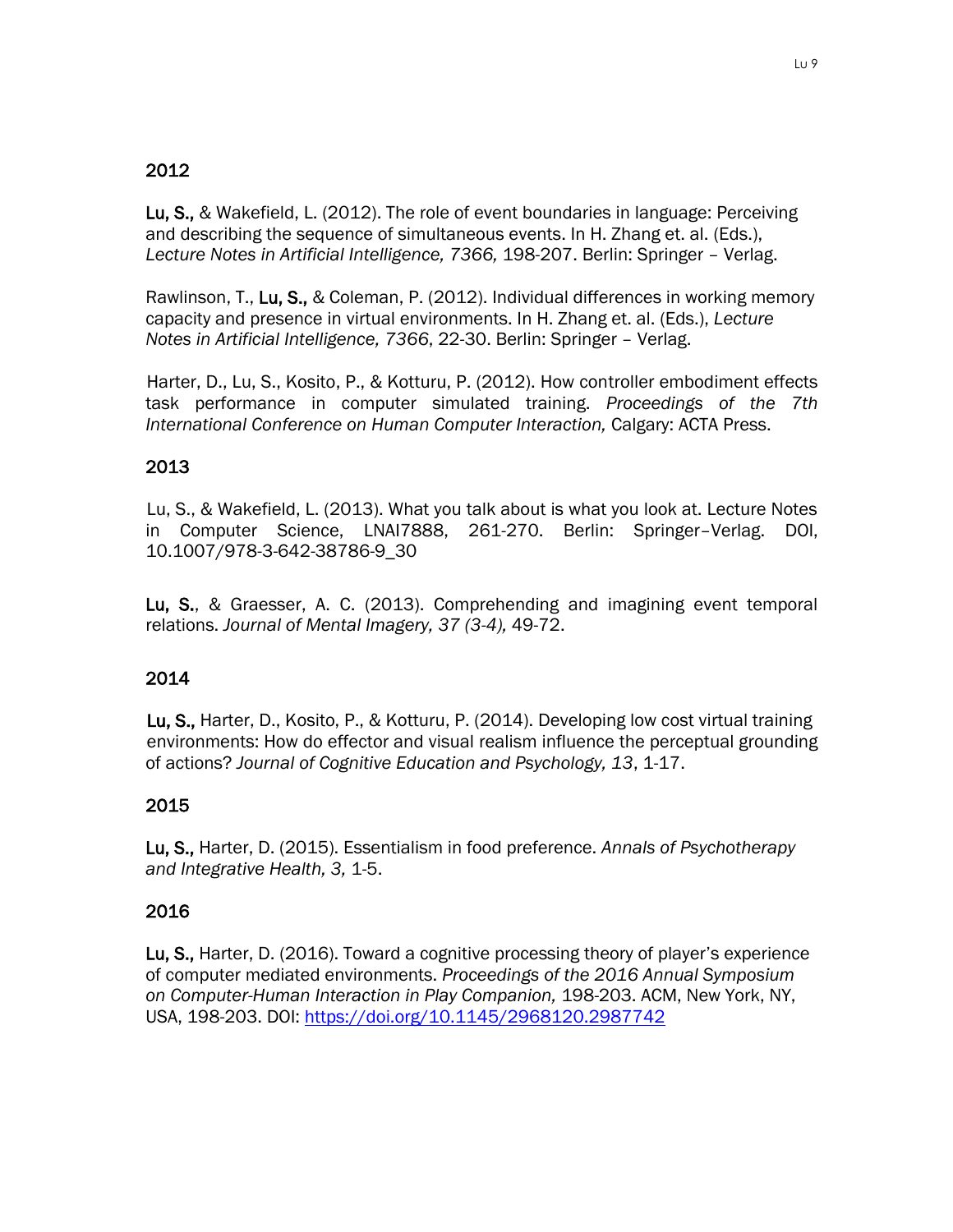## 2012

**Lu, S.,** & Wakefield, L. (2012). The role of event boundaries in language: Perceiving and describing the sequence of simultaneous events. In H. Zhang et. al. (Eds.), *Lecture Notes in Artificial Intelligence, 7366,* 198-207. Berlin: Springer – Verlag.

Rawlinson, T., **Lu, S.,** & Coleman, P. (2012). Individual differences in working memory capacity and presence in virtual environments. In H. Zhang et. al. (Eds.), *Lecture Notes in Artificial Intelligence, 7366*, 22-30. Berlin: Springer – Verlag.

Harter, D., Lu, S., Kosito, P., & Kotturu, P. (2012). How controller embodiment effects task performance in computer simulated training. *Proceedings of the 7th International Conference on Human Computer Interaction,* Calgary: ACTA Press.

## 2013

Lu, S., & Wakefield, L. (2013). What you talk about is what you look at. Lecture Notes in Computer Science, LNAI7888, 261-270. Berlin: Springer–Verlag. DOI, 10.1007/978-3-642-38786-9_30

**Lu, S.**, & Graesser, A. C. (2013). Comprehending and imagining event temporal relations. *Journal of Mental Imagery, 37 (3-4),* 49-72.

## 2014

**Lu, S.,** Harter, D., Kosito, P., & Kotturu, P. (2014). Developing low cost virtual training environments: How do effector and visual realism influence the perceptual grounding of actions? *Journal of Cognitive Education and Psychology, 13*, 1-17.

## 2015

**Lu, S.,** Harter, D. (2015). Essentialism in food preference. *Annals of Psychotherapy and Integrative Health, 3,* 1-5.

## 2016

**Lu, S.,** Harter, D. (2016). Toward a cognitive processing theory of player's experience of computer mediated environments. *Proceedings of the 2016 Annual Symposium on Computer-Human Interaction in Play Companion,* 198-203. ACM, New York, NY, USA, 198-203. DOI: https://doi.org/10.1145/2968120.2987742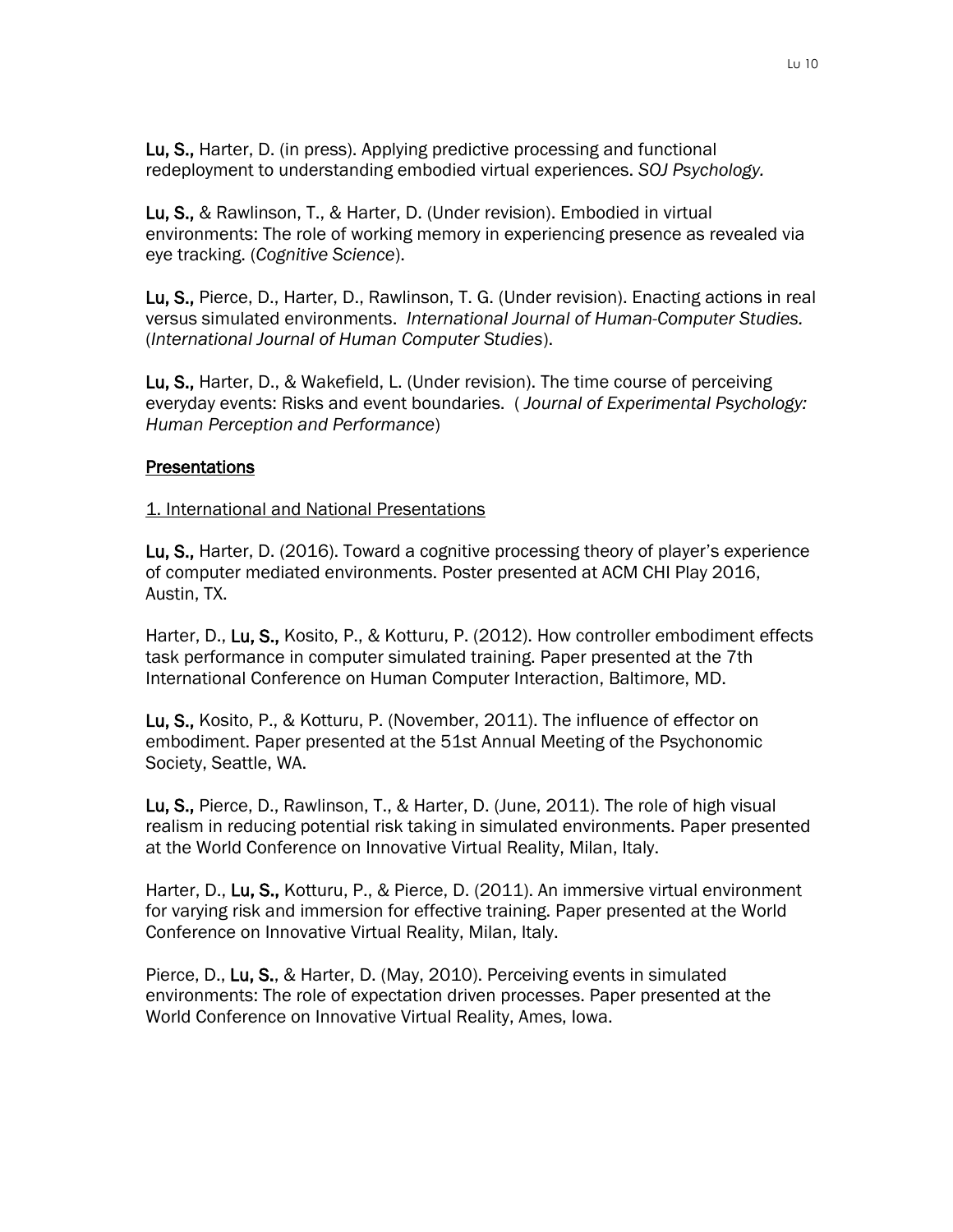**Lu, S.,** Harter, D. (in press). Applying predictive processing and functional redeployment to understanding embodied virtual experiences. *SOJ Psychology.*

**Lu, S.,** & Rawlinson, T., & Harter, D. (Under revision). Embodied in virtual environments: The role of working memory in experiencing presence as revealed via eye tracking. (*Cognitive Science*).

**Lu, S.,** Pierce, D., Harter, D., Rawlinson, T. G. (Under revision). Enacting actions in real versus simulated environments. *International Journal of Human-Computer Studies.* (*International Journal of Human Computer Studies*).

**Lu, S.,** Harter, D., & Wakefield, L. (Under revision). The time course of perceiving everyday events: Risks and event boundaries. ( *Journal of Experimental Psychology: Human Perception and Performance*)

## Presentations

### 1. International and National Presentations

**Lu, S.,** Harter, D. (2016). Toward a cognitive processing theory of player's experience of computer mediated environments. Poster presented at ACM CHI Play 2016, Austin, TX.

Harter, D., **Lu, S.,** Kosito, P., & Kotturu, P. (2012). How controller embodiment effects task performance in computer simulated training. Paper presented at the 7th International Conference on Human Computer Interaction, Baltimore, MD.

**Lu, S.,** Kosito, P., & Kotturu, P. (November, 2011). The influence of effector on embodiment. Paper presented at the 51st Annual Meeting of the Psychonomic Society, Seattle, WA.

**Lu, S.,** Pierce, D., Rawlinson, T., & Harter, D. (June, 2011). The role of high visual realism in reducing potential risk taking in simulated environments. Paper presented at the World Conference on Innovative Virtual Reality, Milan, Italy.

Harter, D., **Lu, S.,** Kotturu, P., & Pierce, D. (2011). An immersive virtual environment for varying risk and immersion for effective training. Paper presented at the World Conference on Innovative Virtual Reality, Milan, Italy.

Pierce, D., **Lu, S.**, & Harter, D. (May, 2010). Perceiving events in simulated environments: The role of expectation driven processes. Paper presented at the World Conference on Innovative Virtual Reality, Ames, Iowa.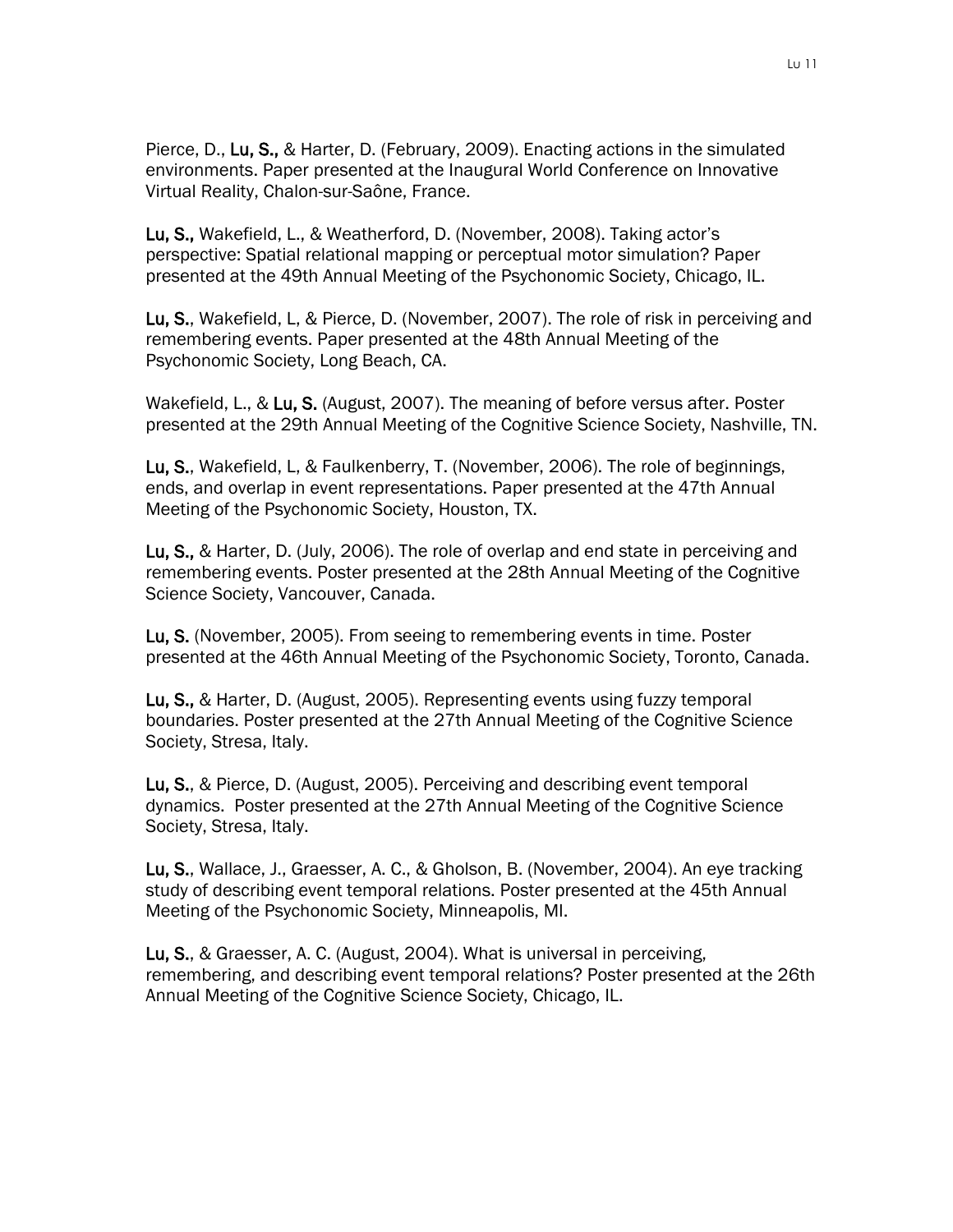Pierce, D., **Lu, S.,** & Harter, D. (February, 2009). Enacting actions in the simulated environments. Paper presented at the Inaugural World Conference on Innovative Virtual Reality, Chalon-sur-Saône, France.

**Lu, S.,** Wakefield, L., & Weatherford, D. (November, 2008). Taking actor's perspective: Spatial relational mapping or perceptual motor simulation? Paper presented at the 49th Annual Meeting of the Psychonomic Society, Chicago, IL.

**Lu, S.**, Wakefield, L, & Pierce, D. (November, 2007). The role of risk in perceiving and remembering events. Paper presented at the 48th Annual Meeting of the Psychonomic Society, Long Beach, CA.

Wakefield, L., & **Lu, S.** (August, 2007). The meaning of before versus after. Poster presented at the 29th Annual Meeting of the Cognitive Science Society, Nashville, TN.

**Lu, S.**, Wakefield, L, & Faulkenberry, T. (November, 2006). The role of beginnings, ends, and overlap in event representations. Paper presented at the 47th Annual Meeting of the Psychonomic Society, Houston, TX.

**Lu, S.,** & Harter, D. (July, 2006). The role of overlap and end state in perceiving and remembering events. Poster presented at the 28th Annual Meeting of the Cognitive Science Society, Vancouver, Canada.

**Lu, S.** (November, 2005). From seeing to remembering events in time. Poster presented at the 46th Annual Meeting of the Psychonomic Society, Toronto, Canada.

**Lu, S.,** & Harter, D. (August, 2005). Representing events using fuzzy temporal boundaries. Poster presented at the 27th Annual Meeting of the Cognitive Science Society, Stresa, Italy.

**Lu, S.**, & Pierce, D. (August, 2005). Perceiving and describing event temporal dynamics. Poster presented at the 27th Annual Meeting of the Cognitive Science Society, Stresa, Italy.

**Lu, S.**, Wallace, J., Graesser, A. C., & Gholson, B. (November, 2004). An eye tracking study of describing event temporal relations. Poster presented at the 45th Annual Meeting of the Psychonomic Society, Minneapolis, MI.

**Lu, S.**, & Graesser, A. C. (August, 2004). What is universal in perceiving, remembering, and describing event temporal relations? Poster presented at the 26th Annual Meeting of the Cognitive Science Society, Chicago, IL.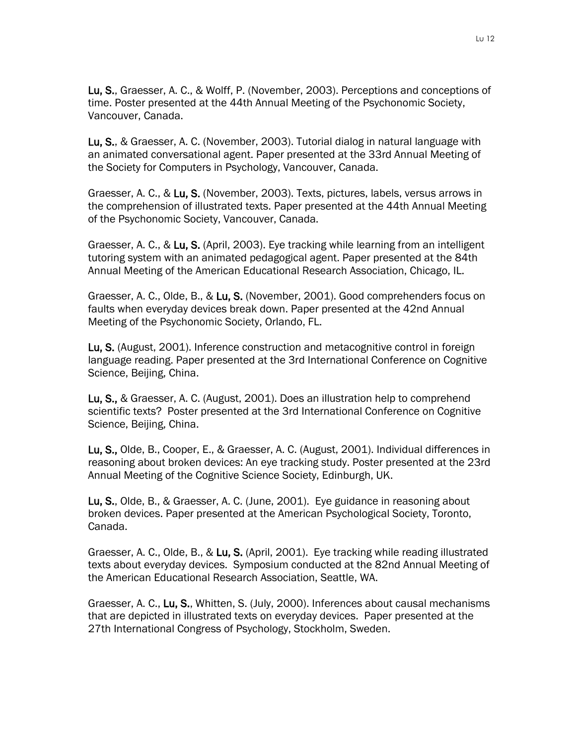**Lu, S.**, Graesser, A. C., & Wolff, P. (November, 2003). Perceptions and conceptions of time. Poster presented at the 44th Annual Meeting of the Psychonomic Society, Vancouver, Canada.

**Lu, S.**, & Graesser, A. C. (November, 2003). Tutorial dialog in natural language with an animated conversational agent. Paper presented at the 33rd Annual Meeting of the Society for Computers in Psychology, Vancouver, Canada.

Graesser, A. C., & **Lu, S.** (November, 2003). Texts, pictures, labels, versus arrows in the comprehension of illustrated texts. Paper presented at the 44th Annual Meeting of the Psychonomic Society, Vancouver, Canada.

Graesser, A. C., & **Lu, S.** (April, 2003). Eye tracking while learning from an intelligent tutoring system with an animated pedagogical agent. Paper presented at the 84th Annual Meeting of the American Educational Research Association, Chicago, IL.

Graesser, A. C., Olde, B., & **Lu, S.** (November, 2001). Good comprehenders focus on faults when everyday devices break down. Paper presented at the 42nd Annual Meeting of the Psychonomic Society, Orlando, FL.

**Lu, S.** (August, 2001). Inference construction and metacognitive control in foreign language reading. Paper presented at the 3rd International Conference on Cognitive Science, Beijing, China.

**Lu, S.,** & Graesser, A. C. (August, 2001). Does an illustration help to comprehend scientific texts? Poster presented at the 3rd International Conference on Cognitive Science, Beijing, China.

**Lu, S.,** Olde, B., Cooper, E., & Graesser, A. C. (August, 2001). Individual differences in reasoning about broken devices: An eye tracking study. Poster presented at the 23rd Annual Meeting of the Cognitive Science Society, Edinburgh, UK.

**Lu, S.**, Olde, B., & Graesser, A. C. (June, 2001). Eye guidance in reasoning about broken devices. Paper presented at the American Psychological Society, Toronto, Canada.

Graesser, A. C., Olde, B., & **Lu, S.** (April, 2001). Eye tracking while reading illustrated texts about everyday devices. Symposium conducted at the 82nd Annual Meeting of the American Educational Research Association, Seattle, WA.

Graesser, A. C., **Lu, S.**, Whitten, S. (July, 2000). Inferences about causal mechanisms that are depicted in illustrated texts on everyday devices. Paper presented at the 27th International Congress of Psychology, Stockholm, Sweden.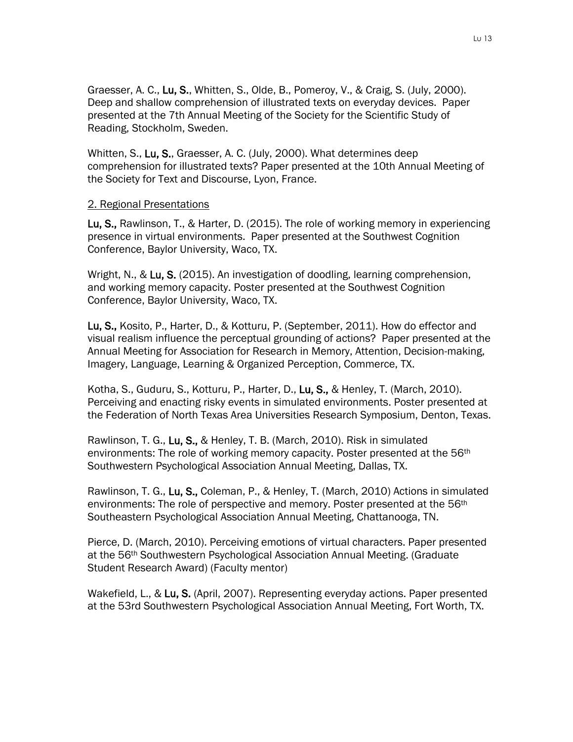Graesser, A. C., **Lu, S.**, Whitten, S., Olde, B., Pomeroy, V., & Craig, S. (July, 2000). Deep and shallow comprehension of illustrated texts on everyday devices. Paper presented at the 7th Annual Meeting of the Society for the Scientific Study of Reading, Stockholm, Sweden.

Whitten, S., **Lu, S.**, Graesser, A. C. (July, 2000). What determines deep comprehension for illustrated texts? Paper presented at the 10th Annual Meeting of the Society for Text and Discourse, Lyon, France.

2. Regional Presentations

**Lu, S.**, Rawlinson, T., & Harter, D. (2015). The role of working memory in experiencing presence in virtual environments. Paper presented at the Southwest Cognition Conference, Baylor University, Waco, TX.

Wright, N., & **Lu, S.** (2015). An investigation of doodling, learning comprehension, and working memory capacity. Poster presented at the Southwest Cognition Conference, Baylor University, Waco, TX.

**Lu, S.**, Kosito, P., Harter, D., & Kotturu, P. (September, 2011). How do effector and visual realism influence the perceptual grounding of actions? Paper presented at the Annual Meeting for Association for Research in Memory, Attention, Decision-making, Imagery, Language, Learning & Organized Perception, Commerce, TX.

Kotha, S., Guduru, S., Kotturu, P., Harter, D., **Lu, S.**, & Henley, T. (March, 2010). Perceiving and enacting risky events in simulated environments. Poster presented at the Federation of North Texas Area Universities Research Symposium, Denton, Texas.

Rawlinson, T. G., **Lu, S.**, & Henley, T. B. (March, 2010). Risk in simulated environments: The role of working memory capacity. Poster presented at the 56th Southwestern Psychological Association Annual Meeting, Dallas, TX.

Rawlinson, T. G., **Lu, S.**, Coleman, P., & Henley, T. (March, 2010) Actions in simulated environments: The role of perspective and memory. Poster presented at the 56th Southeastern Psychological Association Annual Meeting, Chattanooga, TN.

Pierce, D. (March, 2010). Perceiving emotions of virtual characters. Paper presented at the 56th Southwestern Psychological Association Annual Meeting. (Graduate Student Research Award) (Faculty mentor)

Wakefield, L., & **Lu, S.** (April, 2007). Representing everyday actions. Paper presented at the 53rd Southwestern Psychological Association Annual Meeting, Fort Worth, TX.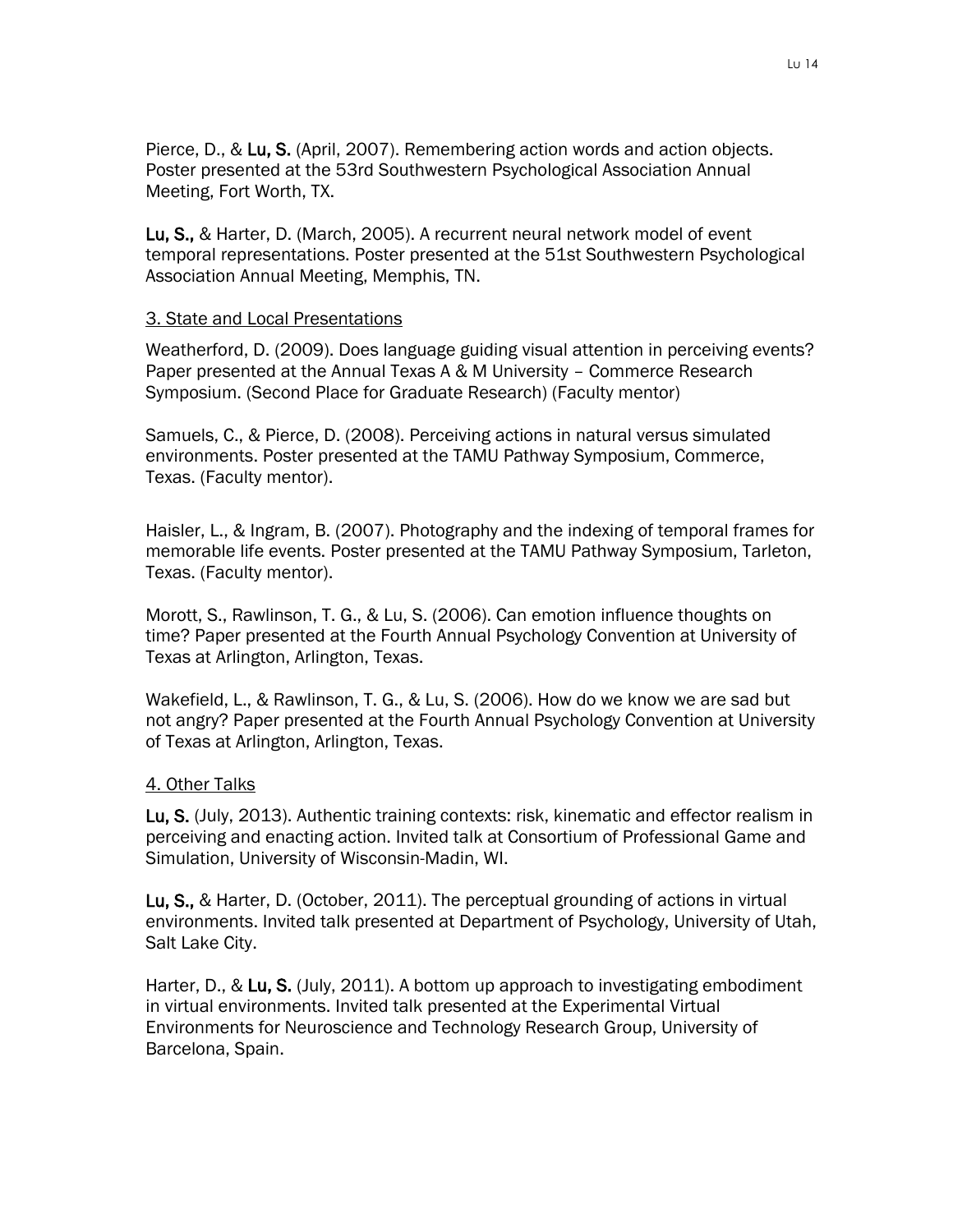Pierce, D., & **Lu, S.** (April, 2007). Remembering action words and action objects. Poster presented at the 53rd Southwestern Psychological Association Annual Meeting, Fort Worth, TX.

**Lu, S.,** & Harter, D. (March, 2005). A recurrent neural network model of event temporal representations. Poster presented at the 51st Southwestern Psychological Association Annual Meeting, Memphis, TN.

<u>3. State and Local Presentations</u>

Weatherford, D. (2009). Does language guiding visual attention in perceiving events? Paper presented at the Annual Texas A & M University – Commerce Research Symposium. (Second Place for Graduate Research) (Faculty mentor)

Samuels, C., & Pierce, D. (2008). Perceiving actions in natural versus simulated environments. Poster presented at the TAMU Pathway Symposium, Commerce, Texas. (Faculty mentor).

Haisler, L., & Ingram, B. (2007). Photography and the indexing of temporal frames for memorable life events. Poster presented at the TAMU Pathway Symposium, Tarleton, Texas. (Faculty mentor).

Morott, S., Rawlinson, T. G., & Lu, S. (2006). Can emotion influence thoughts on time? Paper presented at the Fourth Annual Psychology Convention at University of Texas at Arlington, Arlington, Texas.

Wakefield, L., & Rawlinson, T. G., & Lu, S. (2006). How do we know we are sad but not angry? Paper presented at the Fourth Annual Psychology Convention at University of Texas at Arlington, Arlington, Texas.

<u>4. Other Talks</u>

**Lu, S.** (July, 2013). Authentic training contexts: risk, kinematic and effector realism in perceiving and enacting action. Invited talk at Consortium of Professional Game and Simulation, University of Wisconsin-Madin, WI.

**Lu, S.,** & Harter, D. (October, 2011). The perceptual grounding of actions in virtual environments. Invited talk presented at Department of Psychology, University of Utah, Salt Lake City.

Harter, D., & **Lu, S.** (July, 2011). A bottom up approach to investigating embodiment in virtual environments. Invited talk presented at the Experimental Virtual Environments for Neuroscience and Technology Research Group, University of Barcelona, Spain.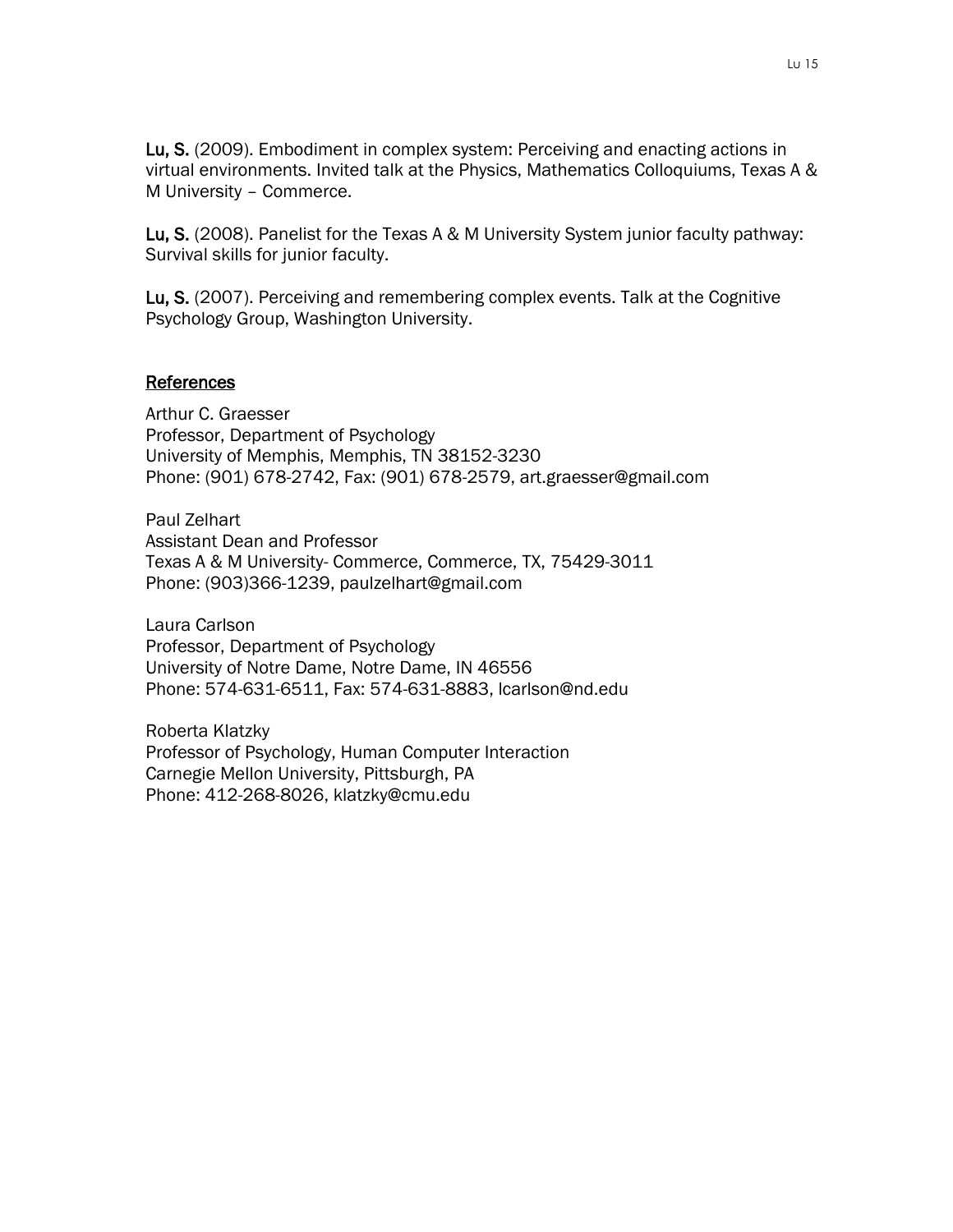**Lu, S.** (2009). Embodiment in complex system: Perceiving and enacting actions in virtual environments. Invited talk at the Physics, Mathematics Colloquiums, Texas A & M University – Commerce.

**Lu, S.** (2008). Panelist for the Texas A & M University System junior faculty pathway: Survival skills for junior faculty.

**Lu, S.** (2007). Perceiving and remembering complex events. Talk at the Cognitive Psychology Group, Washington University.

## References

Arthur C. Graesser
Professor, Department of Psychology
University of Memphis, Memphis, TN 38152-3230
Phone: (901) 678-2742, Fax: (901) 678-2579, art.graesser@gmail.com

Paul Zelhart
Assistant Dean and Professor
Texas A & M University- Commerce, Commerce, TX, 75429-3011
Phone: (903)366-1239, paulzelhart@gmail.com

Laura Carlson
Professor, Department of Psychology
University of Notre Dame, Notre Dame, IN 46556
Phone: 574-631-6511, Fax: 574-631-8883, lcarlson@nd.edu

Roberta Klatzky
Professor of Psychology, Human Computer Interaction
Carnegie Mellon University, Pittsburgh, PA
Phone: 412-268-8026, klatzky@cmu.edu